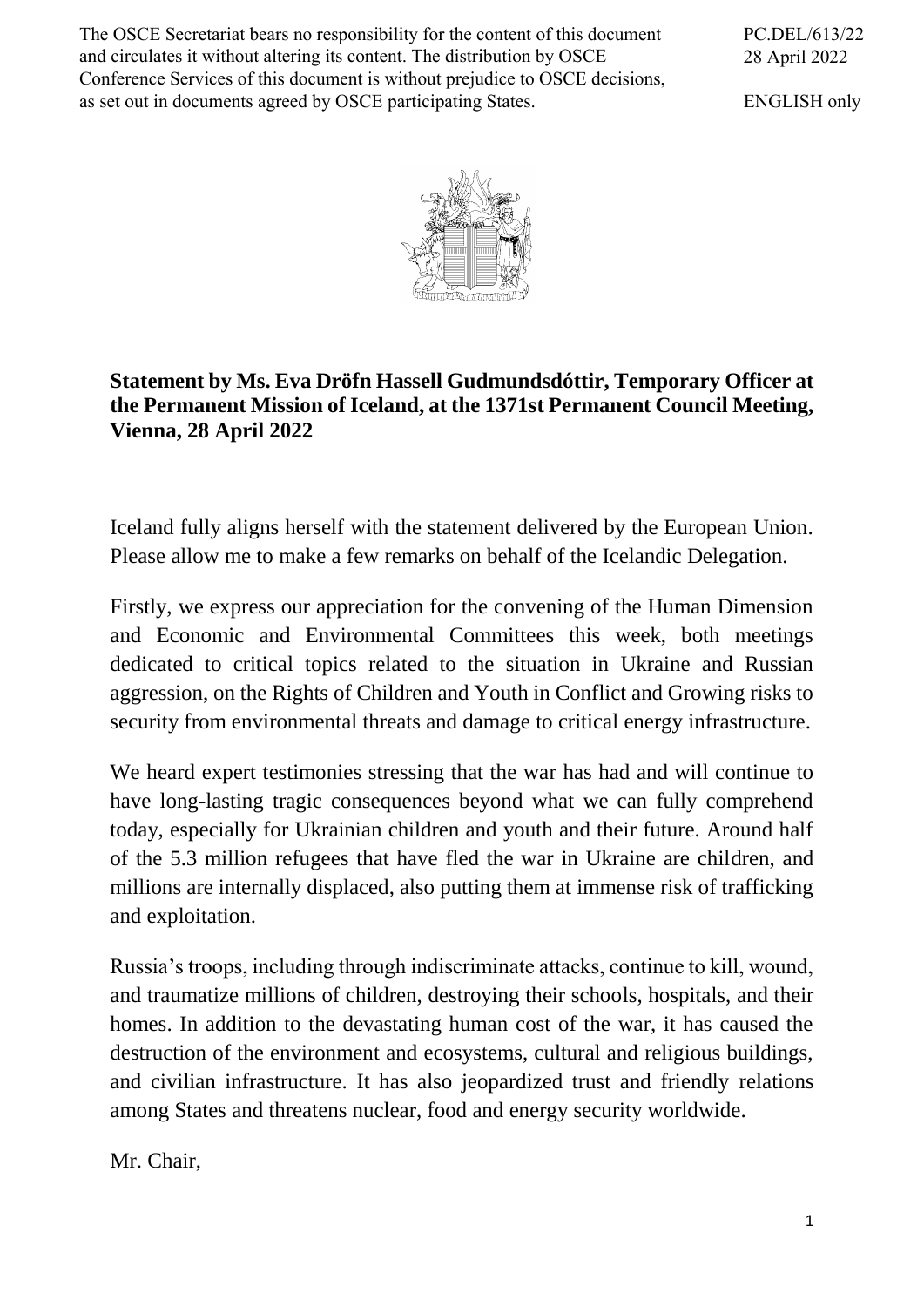The OSCE Secretariat bears no responsibility for the content of this document and circulates it without altering its content. The distribution by OSCE Conference Services of this document is without prejudice to OSCE decisions, as set out in documents agreed by OSCE participating States.

PC.DEL/613/22
28 April 2022

ENGLISH only

**Statement by Ms. Eva Dröfn Hassell Gudmundsdóttir, Temporary Officer at the Permanent Mission of Iceland, at the 1371st Permanent Council Meeting, Vienna, 28 April 2022**

Iceland fully aligns herself with the statement delivered by the European Union. Please allow me to make a few remarks on behalf of the Icelandic Delegation.

Firstly, we express our appreciation for the convening of the Human Dimension and Economic and Environmental Committees this week, both meetings dedicated to critical topics related to the situation in Ukraine and Russian aggression, on the Rights of Children and Youth in Conflict and Growing risks to security from environmental threats and damage to critical energy infrastructure.

We heard expert testimonies stressing that the war has had and will continue to have long-lasting tragic consequences beyond what we can fully comprehend today, especially for Ukrainian children and youth and their future. Around half of the 5.3 million refugees that have fled the war in Ukraine are children, and millions are internally displaced, also putting them at immense risk of trafficking and exploitation.

Russia's troops, including through indiscriminate attacks, continue to kill, wound, and traumatize millions of children, destroying their schools, hospitals, and their homes. In addition to the devastating human cost of the war, it has caused the destruction of the environment and ecosystems, cultural and religious buildings, and civilian infrastructure. It has also jeopardized trust and friendly relations among States and threatens nuclear, food and energy security worldwide.

Mr. Chair,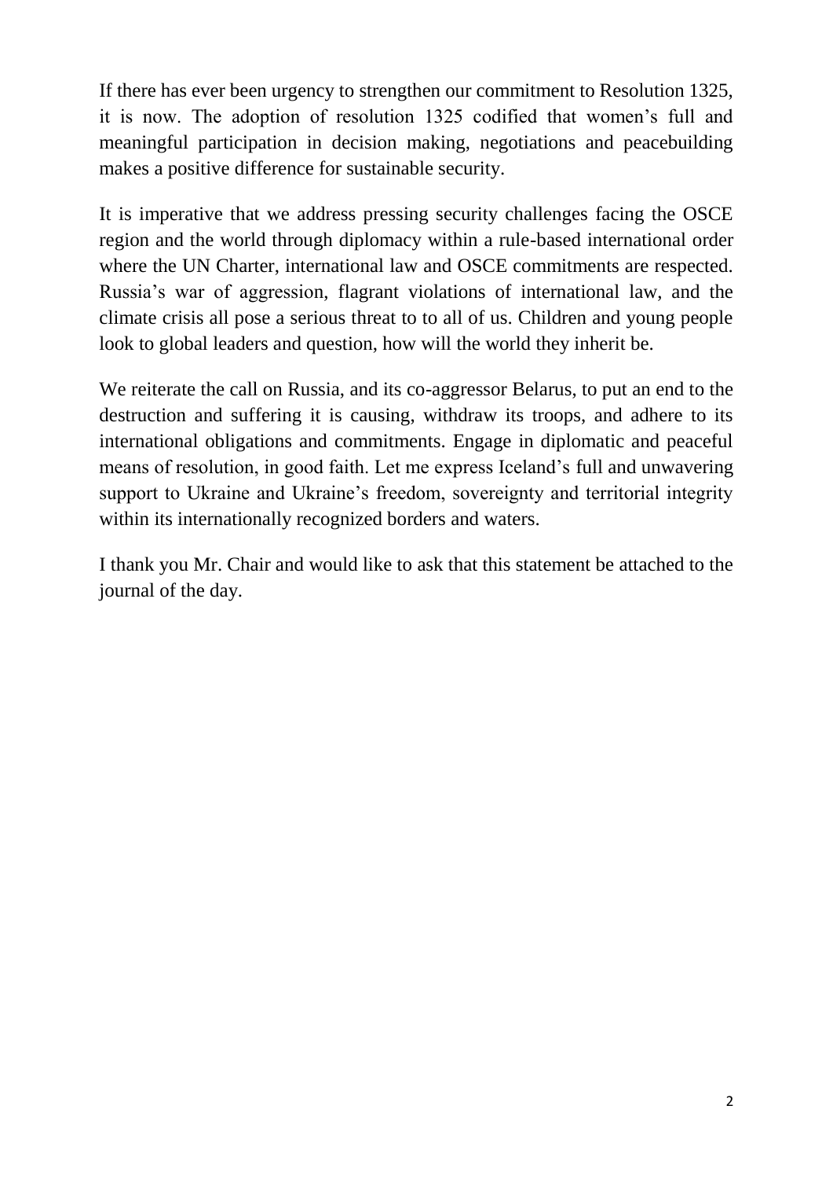If there has ever been urgency to strengthen our commitment to Resolution 1325, it is now. The adoption of resolution 1325 codified that women's full and meaningful participation in decision making, negotiations and peacebuilding makes a positive difference for sustainable security.

It is imperative that we address pressing security challenges facing the OSCE region and the world through diplomacy within a rule-based international order where the UN Charter, international law and OSCE commitments are respected. Russia's war of aggression, flagrant violations of international law, and the climate crisis all pose a serious threat to to all of us. Children and young people look to global leaders and question, how will the world they inherit be.

We reiterate the call on Russia, and its co-aggressor Belarus, to put an end to the destruction and suffering it is causing, withdraw its troops, and adhere to its international obligations and commitments. Engage in diplomatic and peaceful means of resolution, in good faith. Let me express Iceland's full and unwavering support to Ukraine and Ukraine's freedom, sovereignty and territorial integrity within its internationally recognized borders and waters.

I thank you Mr. Chair and would like to ask that this statement be attached to the journal of the day.